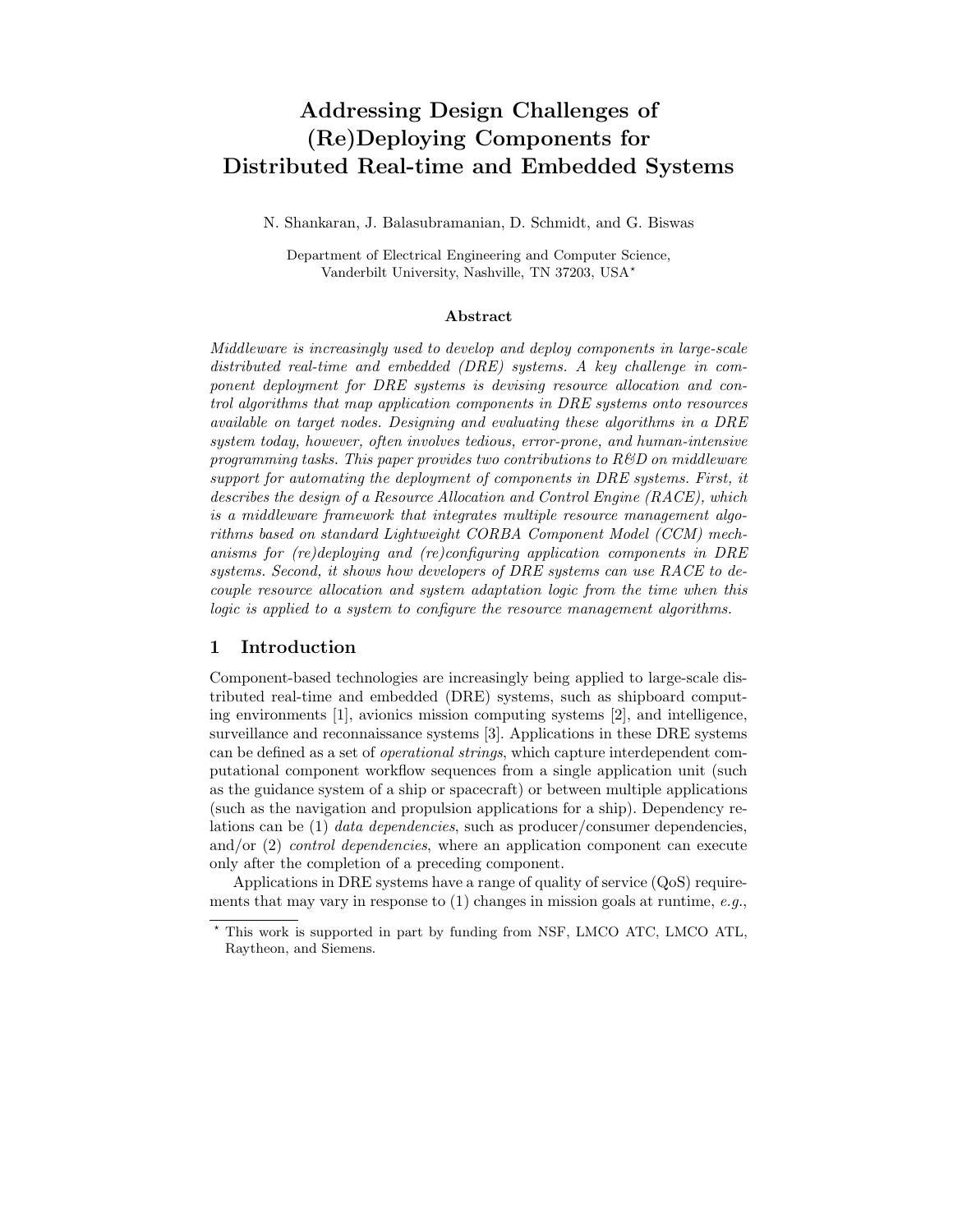# Addressing Design Challenges of (Re)Deploying Components for Distributed Real-time and Embedded Systems

N. Shankaran, J. Balasubramanian, D. Schmidt, and G. Biswas

Department of Electrical Engineering and Computer Science,
Vanderbilt University, Nashville, TN 37203, USA*

### Abstract

*Middleware is increasingly used to develop and deploy components in large-scale distributed real-time and embedded (DRE) systems. A key challenge in component deployment for DRE systems is devising resource allocation and control algorithms that map application components in DRE systems onto resources available on target nodes. Designing and evaluating these algorithms in a DRE system today, however, often involves tedious, error-prone, and human-intensive programming tasks. This paper provides two contributions to R&D on middleware support for automating the deployment of components in DRE systems. First, it describes the design of a Resource Allocation and Control Engine (RACE), which is a middleware framework that integrates multiple resource management algorithms based on standard Lightweight CORBA Component Model (CCM) mechanisms for (re)deploying and (re)configuring application components in DRE systems. Second, it shows how developers of DRE systems can use RACE to decouple resource allocation and system adaptation logic from the time when this logic is applied to a system to configure the resource management algorithms.*

## 1 Introduction

Component-based technologies are increasingly being applied to large-scale distributed real-time and embedded (DRE) systems, such as shipboard computing environments [1], avionics mission computing systems [2], and intelligence, surveillance and reconnaissance systems [3]. Applications in these DRE systems can be defined as a set of *operational strings*, which capture interdependent computational component workflow sequences from a single application unit (such as the guidance system of a ship or spacecraft) or between multiple applications (such as the navigation and propulsion applications for a ship). Dependency relations can be (1) *data dependencies*, such as producer/consumer dependencies, and/or (2) *control dependencies*, where an application component can execute only after the completion of a preceding component.

Applications in DRE systems have a range of quality of service (QoS) requirements that may vary in response to (1) changes in mission goals at runtime, *e.g.*,

* This work is supported in part by funding from NSF, LMCO ATC, LMCO ATL, Raytheon, and Siemens.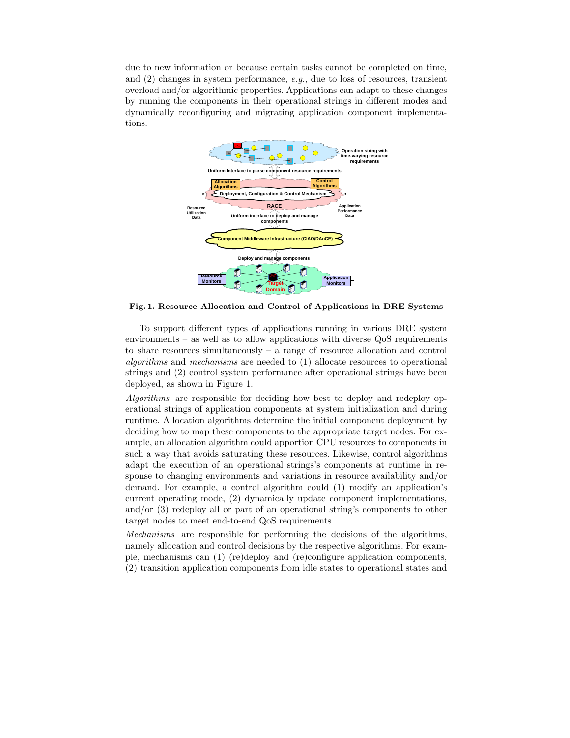due to new information or because certain tasks cannot be completed on time, and (2) changes in system performance, *e.g.*, due to loss of resources, transient overload and/or algorithmic properties. Applications can adapt to these changes by running the components in their operational strings in different modes and dynamically reconfiguring and migrating application component implementations.

**Fig. 1. Resource Allocation and Control of Applications in DRE Systems**

To support different types of applications running in various DRE system environments – as well as to allow applications with diverse QoS requirements to share resources simultaneously – a range of resource allocation and control *algorithms* and *mechanisms* are needed to (1) allocate resources to operational strings and (2) control system performance after operational strings have been deployed, as shown in Figure 1.

*Algorithms* are responsible for deciding how best to deploy and redeploy operational strings of application components at system initialization and during runtime. Allocation algorithms determine the initial component deployment by deciding how to map these components to the appropriate target nodes. For example, an allocation algorithm could apportion CPU resources to components in such a way that avoids saturating these resources. Likewise, control algorithms adapt the execution of an operational strings's components at runtime in response to changing environments and variations in resource availability and/or demand. For example, a control algorithm could (1) modify an application's current operating mode, (2) dynamically update component implementations, and/or (3) redeploy all or part of an operational string's components to other target nodes to meet end-to-end QoS requirements.

*Mechanisms* are responsible for performing the decisions of the algorithms, namely allocation and control decisions by the respective algorithms. For example, mechanisms can (1) (re)deploy and (re)configure application components, (2) transition application components from idle states to operational states and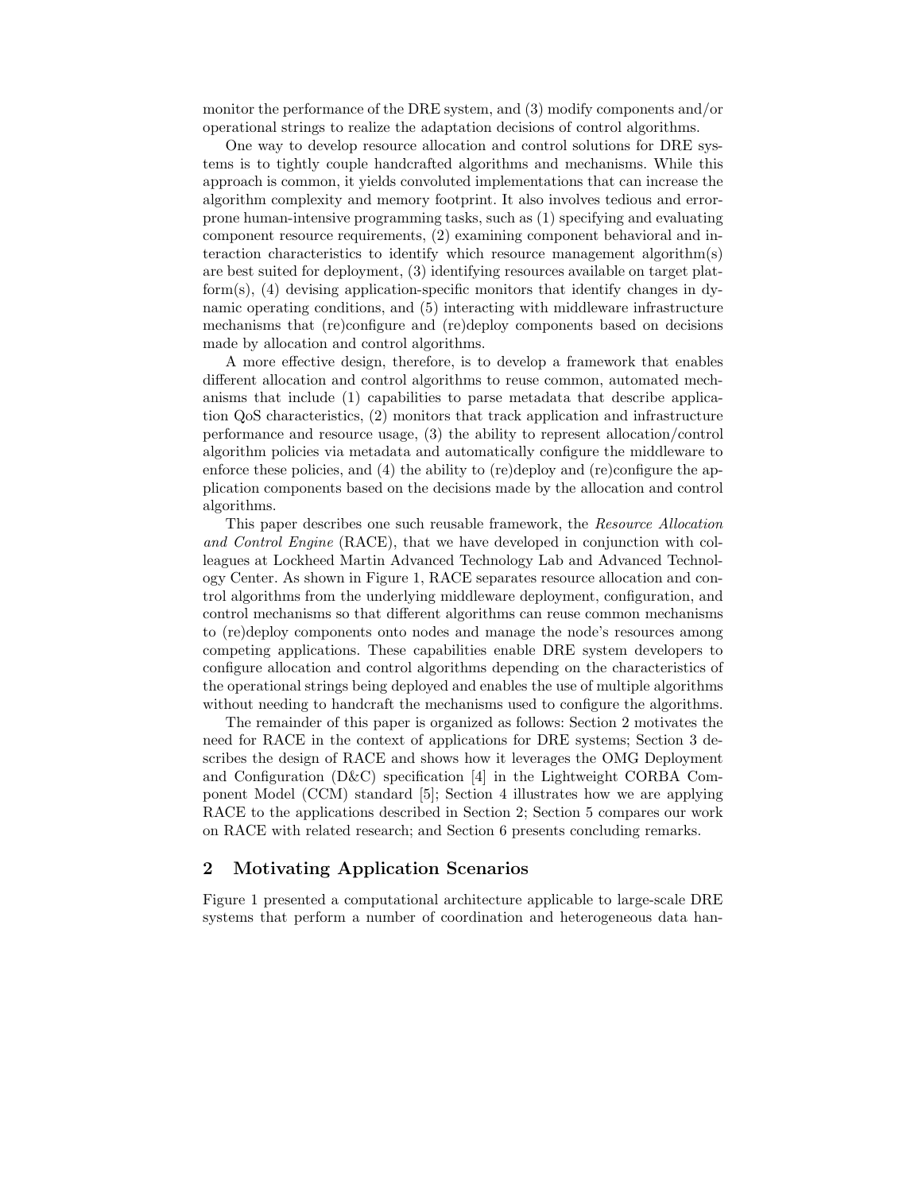monitor the performance of the DRE system, and (3) modify components and/or operational strings to realize the adaptation decisions of control algorithms.

One way to develop resource allocation and control solutions for DRE systems is to tightly couple handcrafted algorithms and mechanisms. While this approach is common, it yields convoluted implementations that can increase the algorithm complexity and memory footprint. It also involves tedious and error-prone human-intensive programming tasks, such as (1) specifying and evaluating component resource requirements, (2) examining component behavioral and interaction characteristics to identify which resource management algorithm(s) are best suited for deployment, (3) identifying resources available on target platform(s), (4) devising application-specific monitors that identify changes in dynamic operating conditions, and (5) interacting with middleware infrastructure mechanisms that (re)configure and (re)deploy components based on decisions made by allocation and control algorithms.

A more effective design, therefore, is to develop a framework that enables different allocation and control algorithms to reuse common, automated mechanisms that include (1) capabilities to parse metadata that describe application QoS characteristics, (2) monitors that track application and infrastructure performance and resource usage, (3) the ability to represent allocation/control algorithm policies via metadata and automatically configure the middleware to enforce these policies, and (4) the ability to (re)deploy and (re)configure the application components based on the decisions made by the allocation and control algorithms.

This paper describes one such reusable framework, the *Resource Allocation and Control Engine* (RACE), that we have developed in conjunction with colleagues at Lockheed Martin Advanced Technology Lab and Advanced Technology Center. As shown in Figure 1, RACE separates resource allocation and control algorithms from the underlying middleware deployment, configuration, and control mechanisms so that different algorithms can reuse common mechanisms to (re)deploy components onto nodes and manage the node's resources among competing applications. These capabilities enable DRE system developers to configure allocation and control algorithms depending on the characteristics of the operational strings being deployed and enables the use of multiple algorithms without needing to handcraft the mechanisms used to configure the algorithms.

The remainder of this paper is organized as follows: Section 2 motivates the need for RACE in the context of applications for DRE systems; Section 3 describes the design of RACE and shows how it leverages the OMG Deployment and Configuration (D&C) specification [4] in the Lightweight CORBA Component Model (CCM) standard [5]; Section 4 illustrates how we are applying RACE to the applications described in Section 2; Section 5 compares our work on RACE with related research; and Section 6 presents concluding remarks.

## 2 Motivating Application Scenarios

Figure 1 presented a computational architecture applicable to large-scale DRE systems that perform a number of coordination and heterogeneous data han-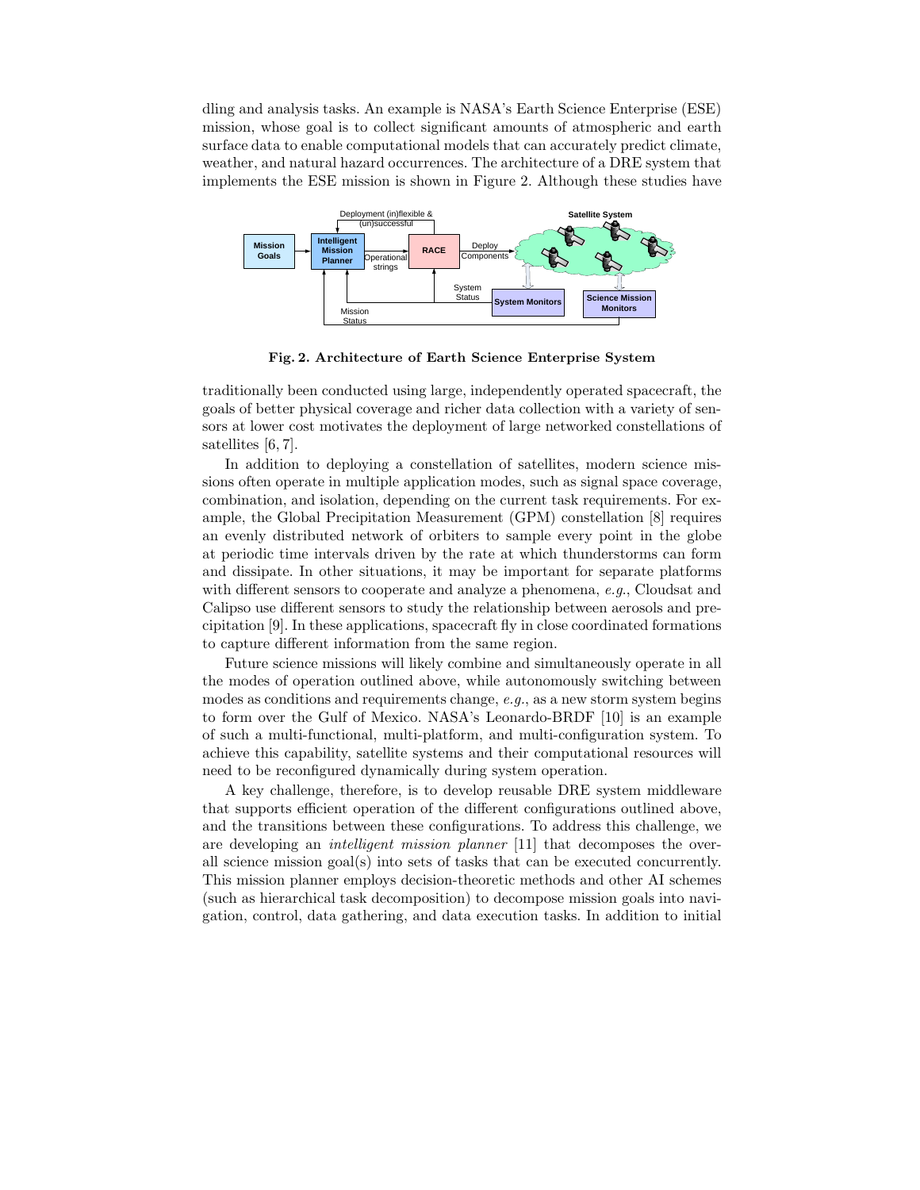dling and analysis tasks. An example is NASA's Earth Science Enterprise (ESE) mission, whose goal is to collect significant amounts of atmospheric and earth surface data to enable computational models that can accurately predict climate, weather, and natural hazard occurrences. The architecture of a DRE system that implements the ESE mission is shown in Figure 2. Although these studies have

**Fig. 2. Architecture of Earth Science Enterprise System**

traditionally been conducted using large, independently operated spacecraft, the goals of better physical coverage and richer data collection with a variety of sensors at lower cost motivates the deployment of large networked constellations of satellites [6, 7].

In addition to deploying a constellation of satellites, modern science missions often operate in multiple application modes, such as signal space coverage, combination, and isolation, depending on the current task requirements. For example, the Global Precipitation Measurement (GPM) constellation [8] requires an evenly distributed network of orbiters to sample every point in the globe at periodic time intervals driven by the rate at which thunderstorms can form and dissipate. In other situations, it may be important for separate platforms with different sensors to cooperate and analyze a phenomena, *e.g.*, Cloudsat and Calipso use different sensors to study the relationship between aerosols and precipitation [9]. In these applications, spacecraft fly in close coordinated formations to capture different information from the same region.

Future science missions will likely combine and simultaneously operate in all the modes of operation outlined above, while autonomously switching between modes as conditions and requirements change, *e.g.*, as a new storm system begins to form over the Gulf of Mexico. NASA's Leonardo-BRDF [10] is an example of such a multi-functional, multi-platform, and multi-configuration system. To achieve this capability, satellite systems and their computational resources will need to be reconfigured dynamically during system operation.

A key challenge, therefore, is to develop reusable DRE system middleware that supports efficient operation of the different configurations outlined above, and the transitions between these configurations. To address this challenge, we are developing an *intelligent mission planner* [11] that decomposes the overall science mission goal(s) into sets of tasks that can be executed concurrently. This mission planner employs decision-theoretic methods and other AI schemes (such as hierarchical task decomposition) to decompose mission goals into navigation, control, data gathering, and data execution tasks. In addition to initial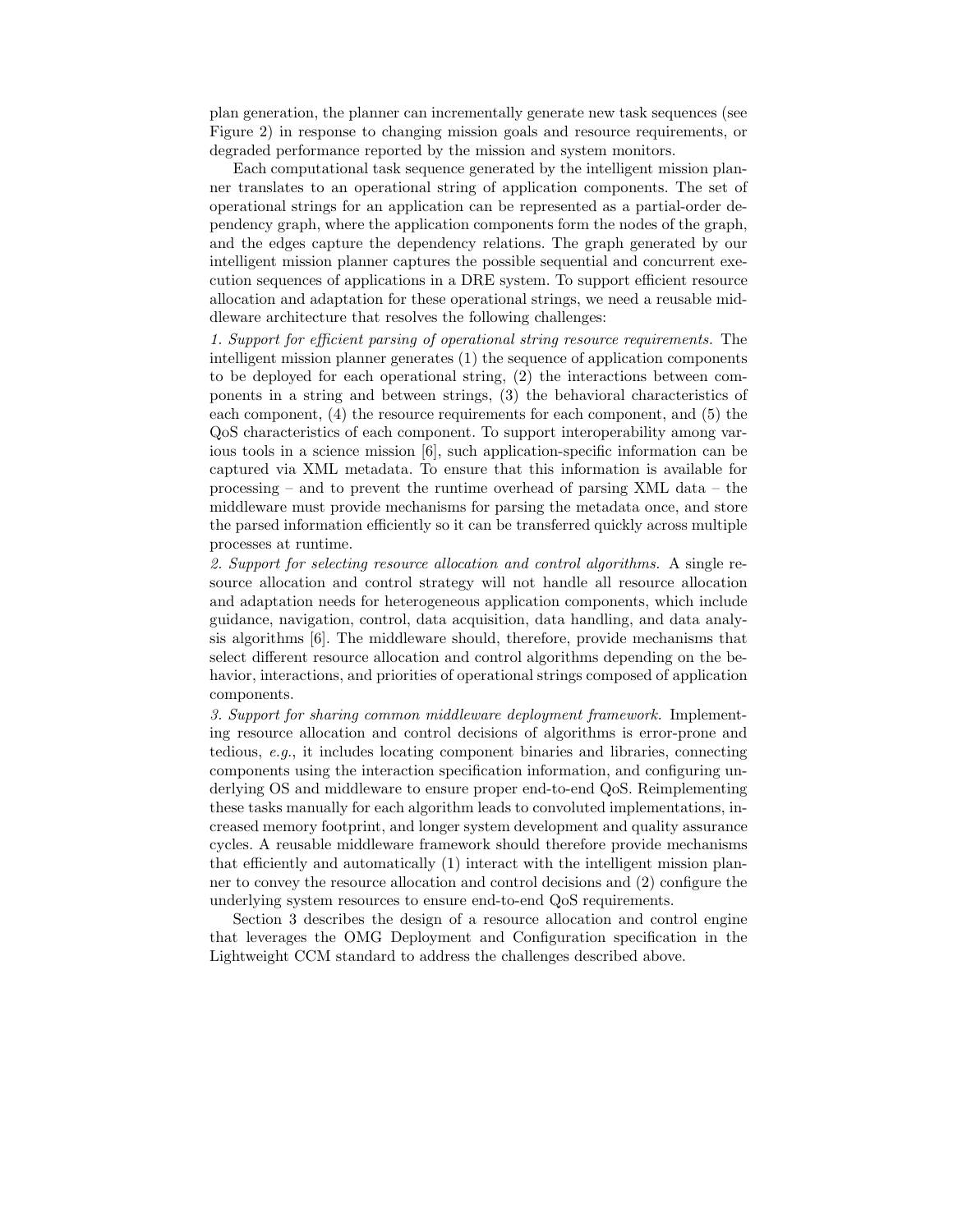plan generation, the planner can incrementally generate new task sequences (see Figure 2) in response to changing mission goals and resource requirements, or degraded performance reported by the mission and system monitors.

Each computational task sequence generated by the intelligent mission planner translates to an operational string of application components. The set of operational strings for an application can be represented as a partial-order dependency graph, where the application components form the nodes of the graph, and the edges capture the dependency relations. The graph generated by our intelligent mission planner captures the possible sequential and concurrent execution sequences of applications in a DRE system. To support efficient resource allocation and adaptation for these operational strings, we need a reusable middleware architecture that resolves the following challenges:

*1. Support for efficient parsing of operational string resource requirements.* The intelligent mission planner generates (1) the sequence of application components to be deployed for each operational string, (2) the interactions between components in a string and between strings, (3) the behavioral characteristics of each component, (4) the resource requirements for each component, and (5) the QoS characteristics of each component. To support interoperability among various tools in a science mission [6], such application-specific information can be captured via XML metadata. To ensure that this information is available for processing – and to prevent the runtime overhead of parsing XML data – the middleware must provide mechanisms for parsing the metadata once, and store the parsed information efficiently so it can be transferred quickly across multiple processes at runtime.

*2. Support for selecting resource allocation and control algorithms.* A single resource allocation and control strategy will not handle all resource allocation and adaptation needs for heterogeneous application components, which include guidance, navigation, control, data acquisition, data handling, and data analysis algorithms [6]. The middleware should, therefore, provide mechanisms that select different resource allocation and control algorithms depending on the behavior, interactions, and priorities of operational strings composed of application components.

*3. Support for sharing common middleware deployment framework.* Implementing resource allocation and control decisions of algorithms is error-prone and tedious, *e.g.*, it includes locating component binaries and libraries, connecting components using the interaction specification information, and configuring underlying OS and middleware to ensure proper end-to-end QoS. Reimplementing these tasks manually for each algorithm leads to convoluted implementations, increased memory footprint, and longer system development and quality assurance cycles. A reusable middleware framework should therefore provide mechanisms that efficiently and automatically (1) interact with the intelligent mission planner to convey the resource allocation and control decisions and (2) configure the underlying system resources to ensure end-to-end QoS requirements.

Section 3 describes the design of a resource allocation and control engine that leverages the OMG Deployment and Configuration specification in the Lightweight CCM standard to address the challenges described above.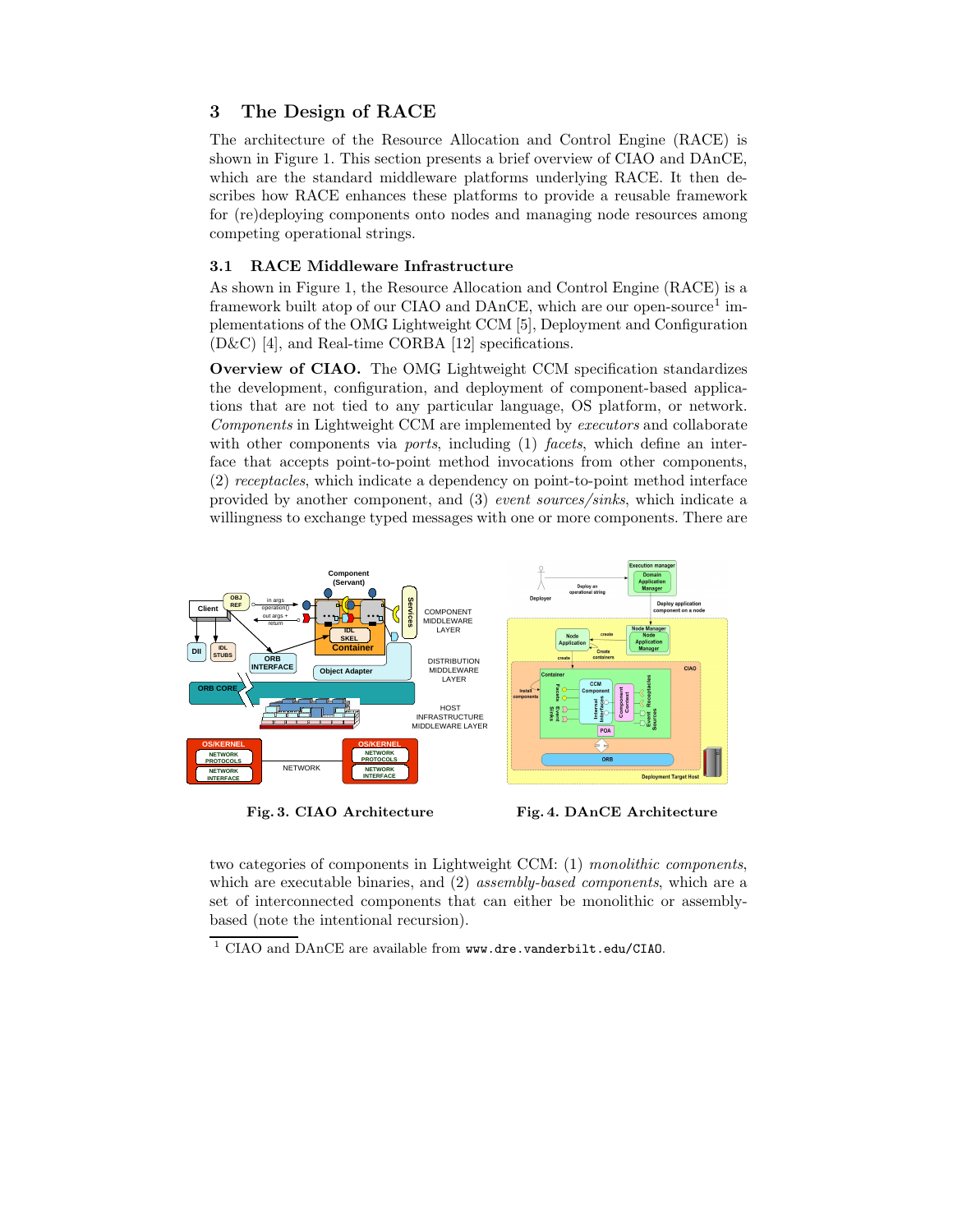## 3 The Design of RACE

The architecture of the Resource Allocation and Control Engine (RACE) is shown in Figure 1. This section presents a brief overview of CIAO and DAnCE, which are the standard middleware platforms underlying RACE. It then describes how RACE enhances these platforms to provide a reusable framework for (re)deploying components onto nodes and managing node resources among competing operational strings.

### 3.1 RACE Middleware Infrastructure

As shown in Figure 1, the Resource Allocation and Control Engine (RACE) is a framework built atop of our CIAO and DAnCE, which are our open-source[1] implementations of the OMG Lightweight CCM [5], Deployment and Configuration (D&C) [4], and Real-time CORBA [12] specifications.

**Overview of CIAO.** The OMG Lightweight CCM specification standardizes the development, configuration, and deployment of component-based applications that are not tied to any particular language, OS platform, or network. *Components* in Lightweight CCM are implemented by *executors* and collaborate with other components via *ports*, including (1) *facets*, which define an interface that accepts point-to-point method invocations from other components, (2) *receptacles*, which indicate a dependency on point-to-point method interface provided by another component, and (3) *event sources/sinks*, which indicate a willingness to exchange typed messages with one or more components. There are two categories of components in Lightweight CCM: (1) *monolithic components*, which are executable binaries, and (2) *assembly-based components*, which are a set of interconnected components that can either be monolithic or assembly-based (note the intentional recursion).

**Fig. 3. CIAO Architecture**

**Fig. 4. DAnCE Architecture**

[1] CIAO and DAnCE are available from `www.dre.vanderbilt.edu/CIAO`.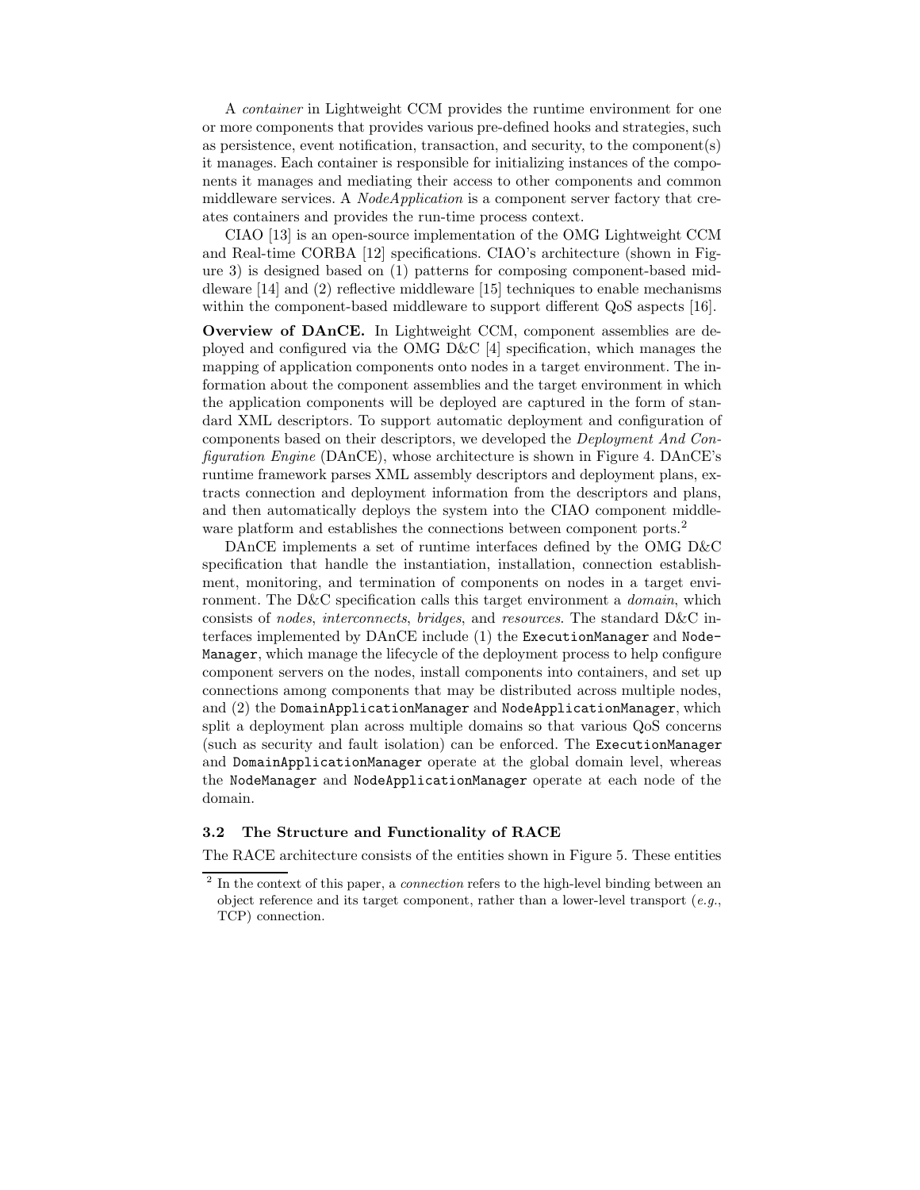A *container* in Lightweight CCM provides the runtime environment for one or more components that provides various pre-defined hooks and strategies, such as persistence, event notification, transaction, and security, to the component(s) it manages. Each container is responsible for initializing instances of the components it manages and mediating their access to other components and common middleware services. A *NodeApplication* is a component server factory that creates containers and provides the run-time process context.

CIAO [13] is an open-source implementation of the OMG Lightweight CCM and Real-time CORBA [12] specifications. CIAO's architecture (shown in Figure 3) is designed based on (1) patterns for composing component-based middleware [14] and (2) reflective middleware [15] techniques to enable mechanisms within the component-based middleware to support different QoS aspects [16].

**Overview of DAnCE.** In Lightweight CCM, component assemblies are deployed and configured via the OMG D&C [4] specification, which manages the mapping of application components onto nodes in a target environment. The information about the component assemblies and the target environment in which the application components will be deployed are captured in the form of standard XML descriptors. To support automatic deployment and configuration of components based on their descriptors, we developed the *Deployment And Configuration Engine* (DAnCE), whose architecture is shown in Figure 4. DAnCE's runtime framework parses XML assembly descriptors and deployment plans, extracts connection and deployment information from the descriptors and plans, and then automatically deploys the system into the CIAO component middleware platform and establishes the connections between component ports.[2]

DAnCE implements a set of runtime interfaces defined by the OMG D&C specification that handle the instantiation, installation, connection establishment, monitoring, and termination of components on nodes in a target environment. The D&C specification calls this target environment a *domain*, which consists of *nodes*, *interconnects*, *bridges*, and *resources*. The standard D&C interfaces implemented by DAnCE include (1) the `ExecutionManager` and `NodeManager`, which manage the lifecycle of the deployment process to help configure component servers on the nodes, install components into containers, and set up connections among components that may be distributed across multiple nodes, and (2) the `DomainApplicationManager` and `NodeApplicationManager`, which split a deployment plan across multiple domains so that various QoS concerns (such as security and fault isolation) can be enforced. The `ExecutionManager` and `DomainApplicationManager` operate at the global domain level, whereas the `NodeManager` and `NodeApplicationManager` operate at each node of the domain.

### 3.2 The Structure and Functionality of RACE

The RACE architecture consists of the entities shown in Figure 5. These entities

[2] In the context of this paper, a *connection* refers to the high-level binding between an object reference and its target component, rather than a lower-level transport (*e.g.*, TCP) connection.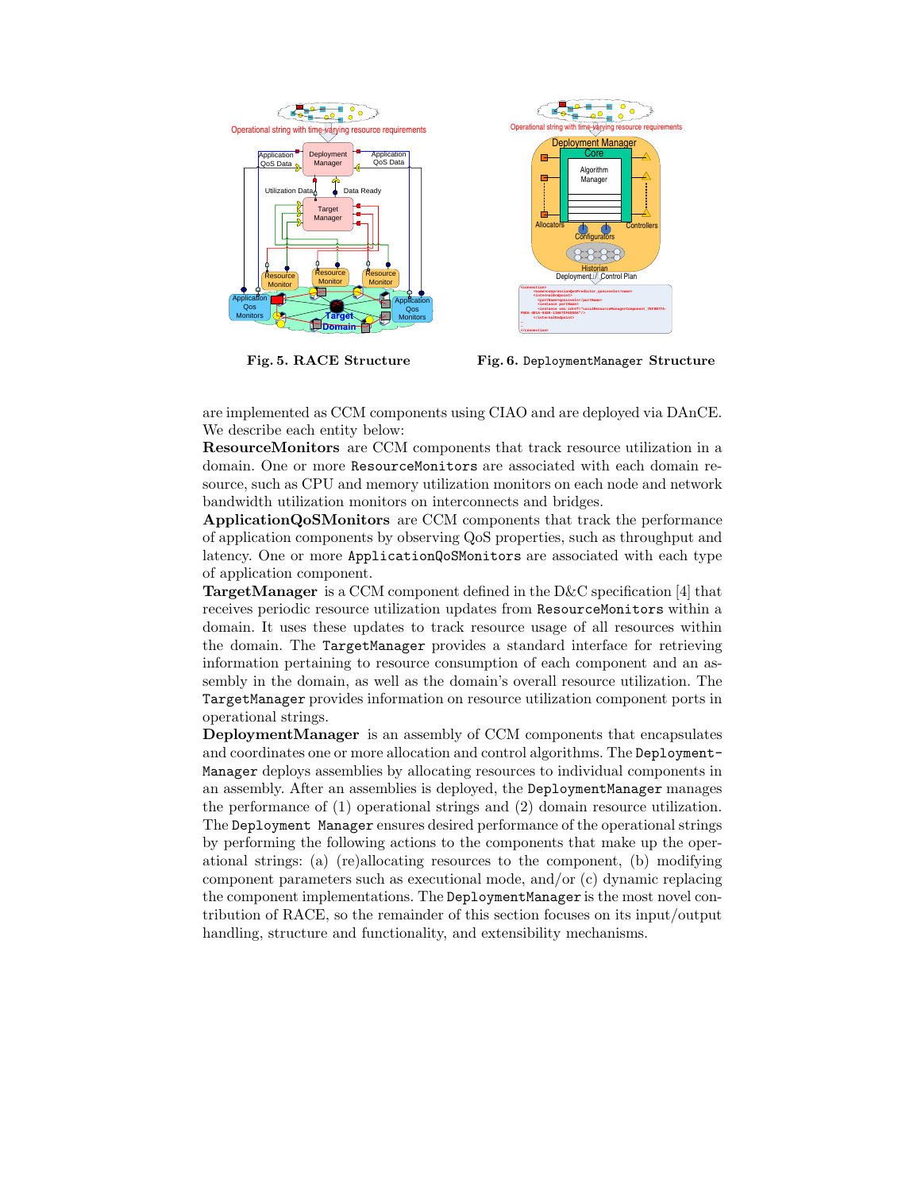**Fig. 5. RACE Structure**

**Fig. 6.** `DeploymentManager` **Structure**

are implemented as CCM components using CIAO and are deployed via DAnCE. We describe each entity below:

**ResourceMonitors** are CCM components that track resource utilization in a domain. One or more `ResourceMonitors` are associated with each domain resource, such as CPU and memory utilization monitors on each node and network bandwidth utilization monitors on interconnects and bridges.

**ApplicationQoSMonitors** are CCM components that track the performance of application components by observing QoS properties, such as throughput and latency. One or more `ApplicationQoSMonitors` are associated with each type of application component.

**TargetManager** is a CCM component defined in the D&C specification [4] that receives periodic resource utilization updates from `ResourceMonitors` within a domain. It uses these updates to track resource usage of all resources within the domain. The `TargetManager` provides a standard interface for retrieving information pertaining to resource consumption of each component and an assembly in the domain, as well as the domain's overall resource utilization. The `TargetManager` provides information on resource utilization component ports in operational strings.

**DeploymentManager** is an assembly of CCM components that encapsulates and coordinates one or more allocation and control algorithms. The `DeploymentManager` deploys assemblies by allocating resources to individual components in an assembly. After an assemblies is deployed, the `DeploymentManager` manages the performance of (1) operational strings and (2) domain resource utilization. The `Deployment Manager` ensures desired performance of the operational strings by performing the following actions to the components that make up the operational strings: (a) (re)allocating resources to the component, (b) modifying component parameters such as executional mode, and/or (c) dynamic replacing the component implementations. The `DeploymentManager` is the most novel contribution of RACE, so the remainder of this section focuses on its input/output handling, structure and functionality, and extensibility mechanisms.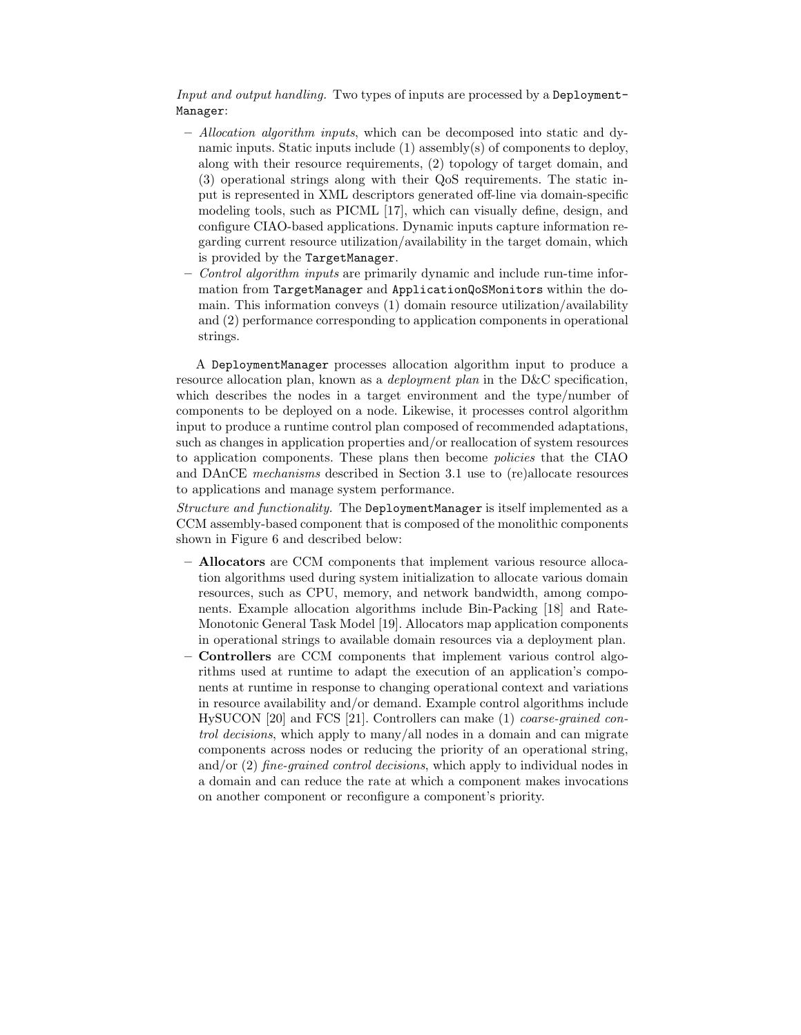*Input and output handling.* Two types of inputs are processed by a `DeploymentManager`:

– *Allocation algorithm inputs*, which can be decomposed into static and dynamic inputs. Static inputs include (1) assembly(s) of components to deploy, along with their resource requirements, (2) topology of target domain, and (3) operational strings along with their QoS requirements. The static input is represented in XML descriptors generated off-line via domain-specific modeling tools, such as PICML [17], which can visually define, design, and configure CIAO-based applications. Dynamic inputs capture information regarding current resource utilization/availability in the target domain, which is provided by the `TargetManager`.

– *Control algorithm inputs* are primarily dynamic and include run-time information from `TargetManager` and `ApplicationQoSMonitors` within the domain. This information conveys (1) domain resource utilization/availability and (2) performance corresponding to application components in operational strings.

A `DeploymentManager` processes allocation algorithm input to produce a resource allocation plan, known as a *deployment plan* in the D&C specification, which describes the nodes in a target environment and the type/number of components to be deployed on a node. Likewise, it processes control algorithm input to produce a runtime control plan composed of recommended adaptations, such as changes in application properties and/or reallocation of system resources to application components. These plans then become *policies* that the CIAO and DAnCE *mechanisms* described in Section 3.1 use to (re)allocate resources to applications and manage system performance.

*Structure and functionality.* The `DeploymentManager` is itself implemented as a CCM assembly-based component that is composed of the monolithic components shown in Figure 6 and described below:

– **Allocators** are CCM components that implement various resource allocation algorithms used during system initialization to allocate various domain resources, such as CPU, memory, and network bandwidth, among components. Example allocation algorithms include Bin-Packing [18] and Rate-Monotonic General Task Model [19]. Allocators map application components in operational strings to available domain resources via a deployment plan.

– **Controllers** are CCM components that implement various control algorithms used at runtime to adapt the execution of an application's components at runtime in response to changing operational context and variations in resource availability and/or demand. Example control algorithms include HySUCON [20] and FCS [21]. Controllers can make (1) *coarse-grained control decisions*, which apply to many/all nodes in a domain and can migrate components across nodes or reducing the priority of an operational string, and/or (2) *fine-grained control decisions*, which apply to individual nodes in a domain and can reduce the rate at which a component makes invocations on another component or reconfigure a component's priority.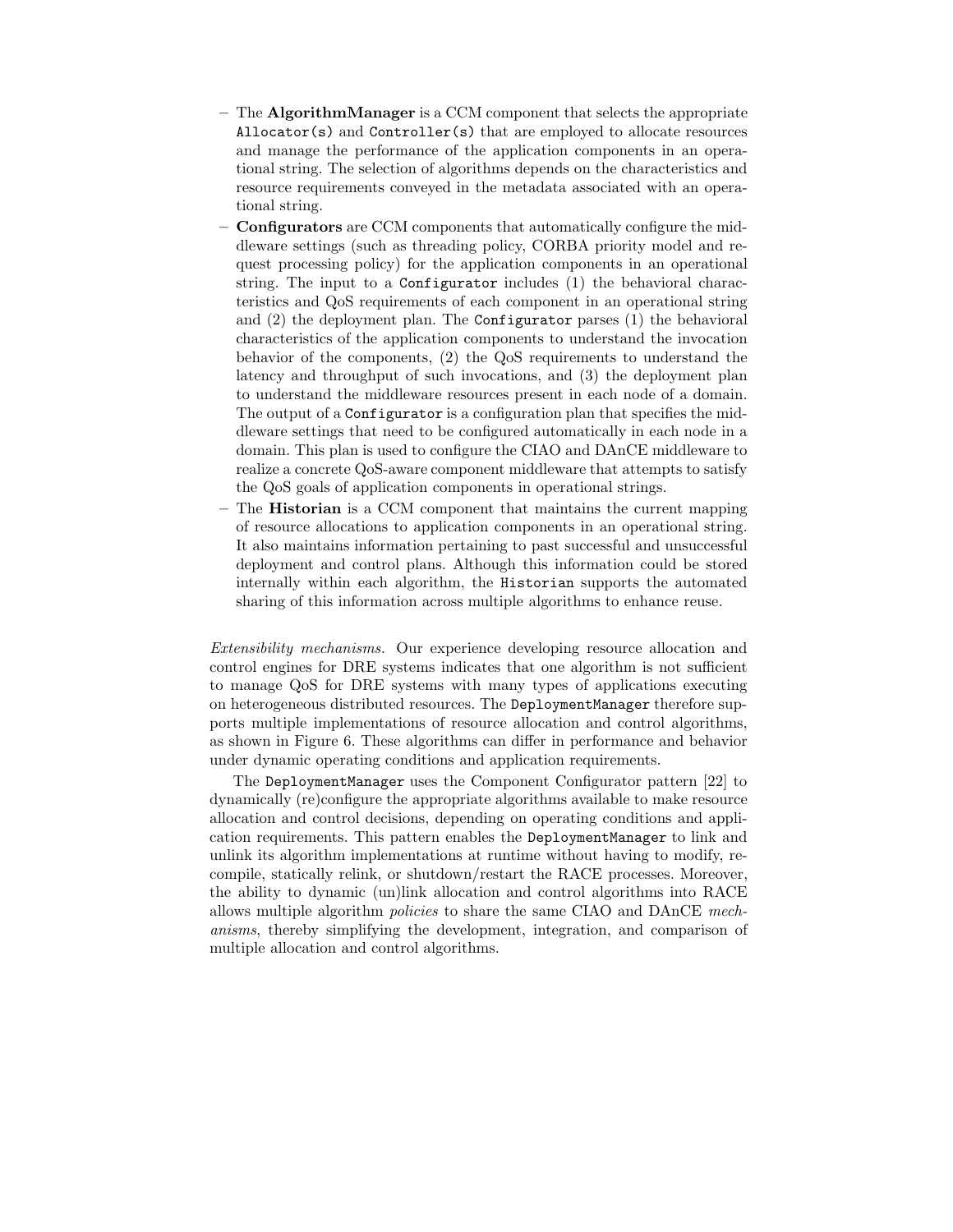- The **AlgorithmManager** is a CCM component that selects the appropriate `Allocator(s)` and `Controller(s)` that are employed to allocate resources and manage the performance of the application components in an operational string. The selection of algorithms depends on the characteristics and resource requirements conveyed in the metadata associated with an operational string.
- **Configurators** are CCM components that automatically configure the middleware settings (such as threading policy, CORBA priority model and request processing policy) for the application components in an operational string. The input to a `Configurator` includes (1) the behavioral characteristics and QoS requirements of each component in an operational string and (2) the deployment plan. The `Configurator` parses (1) the behavioral characteristics of the application components to understand the invocation behavior of the components, (2) the QoS requirements to understand the latency and throughput of such invocations, and (3) the deployment plan to understand the middleware resources present in each node of a domain. The output of a `Configurator` is a configuration plan that specifies the middleware settings that need to be configured automatically in each node in a domain. This plan is used to configure the CIAO and DAnCE middleware to realize a concrete QoS-aware component middleware that attempts to satisfy the QoS goals of application components in operational strings.
- The **Historian** is a CCM component that maintains the current mapping of resource allocations to application components in an operational string. It also maintains information pertaining to past successful and unsuccessful deployment and control plans. Although this information could be stored internally within each algorithm, the `Historian` supports the automated sharing of this information across multiple algorithms to enhance reuse.

*Extensibility mechanisms.* Our experience developing resource allocation and control engines for DRE systems indicates that one algorithm is not sufficient to manage QoS for DRE systems with many types of applications executing on heterogeneous distributed resources. The `DeploymentManager` therefore supports multiple implementations of resource allocation and control algorithms, as shown in Figure 6. These algorithms can differ in performance and behavior under dynamic operating conditions and application requirements.

The `DeploymentManager` uses the Component Configurator pattern [22] to dynamically (re)configure the appropriate algorithms available to make resource allocation and control decisions, depending on operating conditions and application requirements. This pattern enables the `DeploymentManager` to link and unlink its algorithm implementations at runtime without having to modify, recompile, statically relink, or shutdown/restart the RACE processes. Moreover, the ability to dynamic (un)link allocation and control algorithms into RACE allows multiple algorithm *policies* to share the same CIAO and DAnCE *mechanisms*, thereby simplifying the development, integration, and comparison of multiple allocation and control algorithms.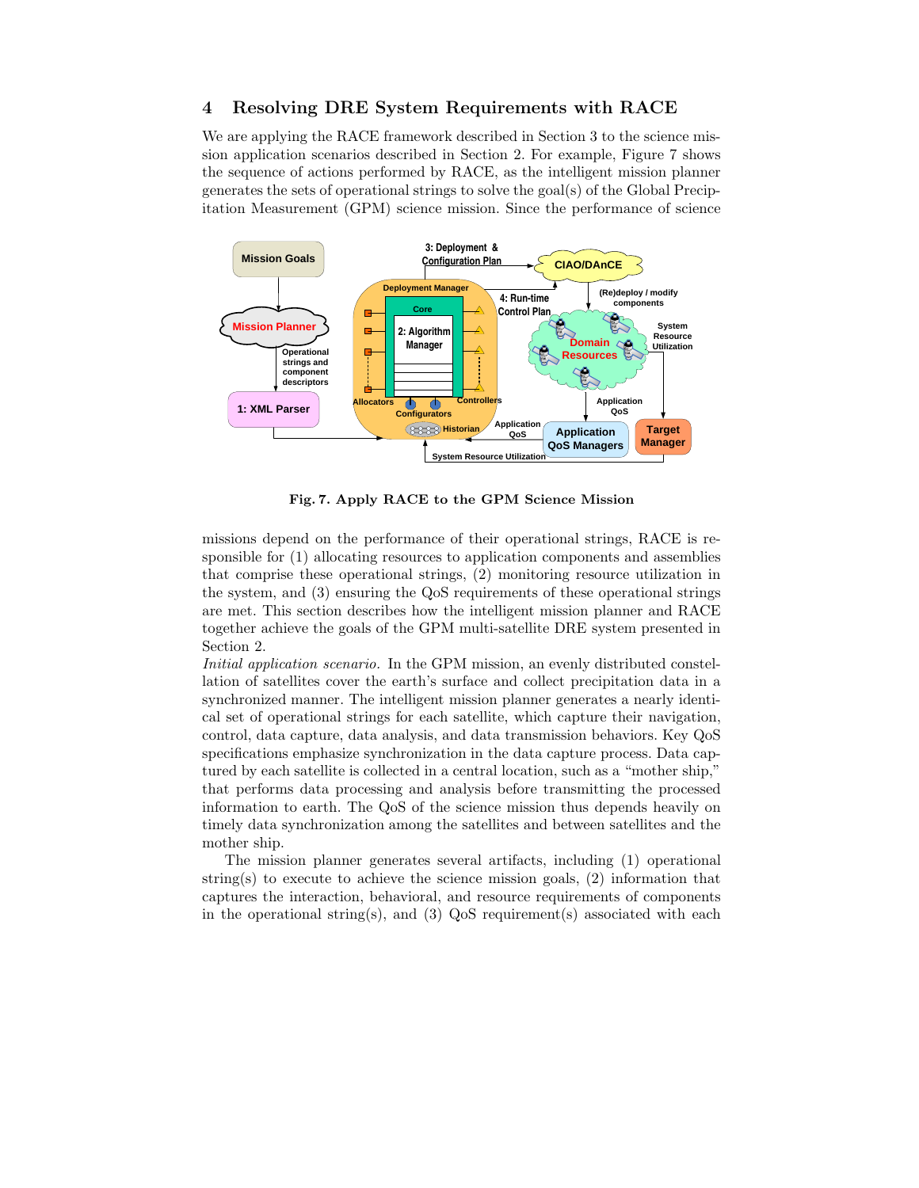## 4 Resolving DRE System Requirements with RACE

We are applying the RACE framework described in Section 3 to the science mission application scenarios described in Section 2. For example, Figure 7 shows the sequence of actions performed by RACE, as the intelligent mission planner generates the sets of operational strings to solve the goal(s) of the Global Precipitation Measurement (GPM) science mission. Since the performance of science missions depend on the performance of their operational strings, RACE is responsible for (1) allocating resources to application components and assemblies that comprise these operational strings, (2) monitoring resource utilization in the system, and (3) ensuring the QoS requirements of these operational strings are met. This section describes how the intelligent mission planner and RACE together achieve the goals of the GPM multi-satellite DRE system presented in Section 2.

**Fig. 7. Apply RACE to the GPM Science Mission**

*Initial application scenario.* In the GPM mission, an evenly distributed constellation of satellites cover the earth's surface and collect precipitation data in a synchronized manner. The intelligent mission planner generates a nearly identical set of operational strings for each satellite, which capture their navigation, control, data capture, data analysis, and data transmission behaviors. Key QoS specifications emphasize synchronization in the data capture process. Data captured by each satellite is collected in a central location, such as a "mother ship," that performs data processing and analysis before transmitting the processed information to earth. The QoS of the science mission thus depends heavily on timely data synchronization among the satellites and between satellites and the mother ship.

The mission planner generates several artifacts, including (1) operational string(s) to execute to achieve the science mission goals, (2) information that captures the interaction, behavioral, and resource requirements of components in the operational string(s), and (3) QoS requirement(s) associated with each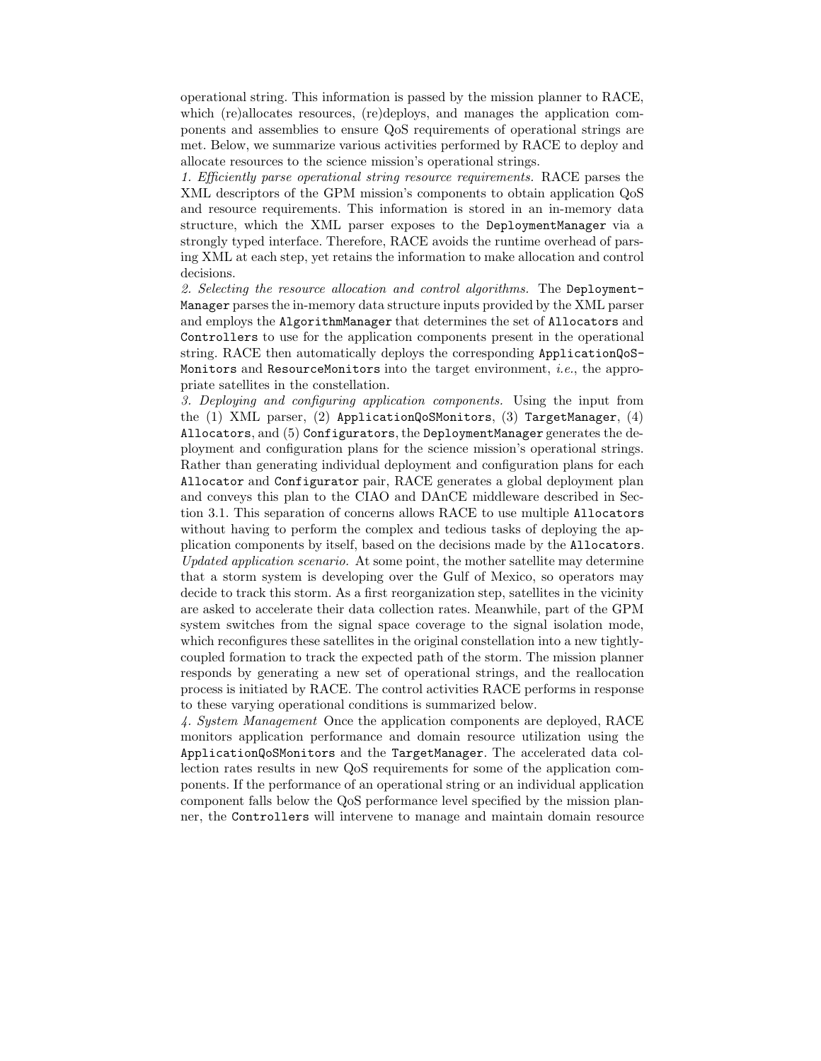operational string. This information is passed by the mission planner to RACE, which (re)allocates resources, (re)deploys, and manages the application components and assemblies to ensure QoS requirements of operational strings are met. Below, we summarize various activities performed by RACE to deploy and allocate resources to the science mission's operational strings.

*1. Efficiently parse operational string resource requirements.* RACE parses the XML descriptors of the GPM mission's components to obtain application QoS and resource requirements. This information is stored in an in-memory data structure, which the XML parser exposes to the `DeploymentManager` via a strongly typed interface. Therefore, RACE avoids the runtime overhead of parsing XML at each step, yet retains the information to make allocation and control decisions.

*2. Selecting the resource allocation and control algorithms.* The `DeploymentManager` parses the in-memory data structure inputs provided by the XML parser and employs the `AlgorithmManager` that determines the set of `Allocators` and `Controllers` to use for the application components present in the operational string. RACE then automatically deploys the corresponding `ApplicationQoSMonitors` and `ResourceMonitors` into the target environment, *i.e.*, the appropriate satellites in the constellation.

*3. Deploying and configuring application components.* Using the input from the (1) XML parser, (2) `ApplicationQoSMonitors`, (3) `TargetManager`, (4) `Allocators`, and (5) `Configurators`, the `DeploymentManager` generates the deployment and configuration plans for the science mission's operational strings. Rather than generating individual deployment and configuration plans for each `Allocator` and `Configurator` pair, RACE generates a global deployment plan and conveys this plan to the CIAO and DAnCE middleware described in Section 3.1. This separation of concerns allows RACE to use multiple `Allocators` without having to perform the complex and tedious tasks of deploying the application components by itself, based on the decisions made by the `Allocators`.

*Updated application scenario.* At some point, the mother satellite may determine that a storm system is developing over the Gulf of Mexico, so operators may decide to track this storm. As a first reorganization step, satellites in the vicinity are asked to accelerate their data collection rates. Meanwhile, part of the GPM system switches from the signal space coverage to the signal isolation mode, which reconfigures these satellites in the original constellation into a new tightly-coupled formation to track the expected path of the storm. The mission planner responds by generating a new set of operational strings, and the reallocation process is initiated by RACE. The control activities RACE performs in response to these varying operational conditions is summarized below.

*4. System Management* Once the application components are deployed, RACE monitors application performance and domain resource utilization using the `ApplicationQoSMonitors` and the `TargetManager`. The accelerated data collection rates results in new QoS requirements for some of the application components. If the performance of an operational string or an individual application component falls below the QoS performance level specified by the mission planner, the `Controllers` will intervene to manage and maintain domain resource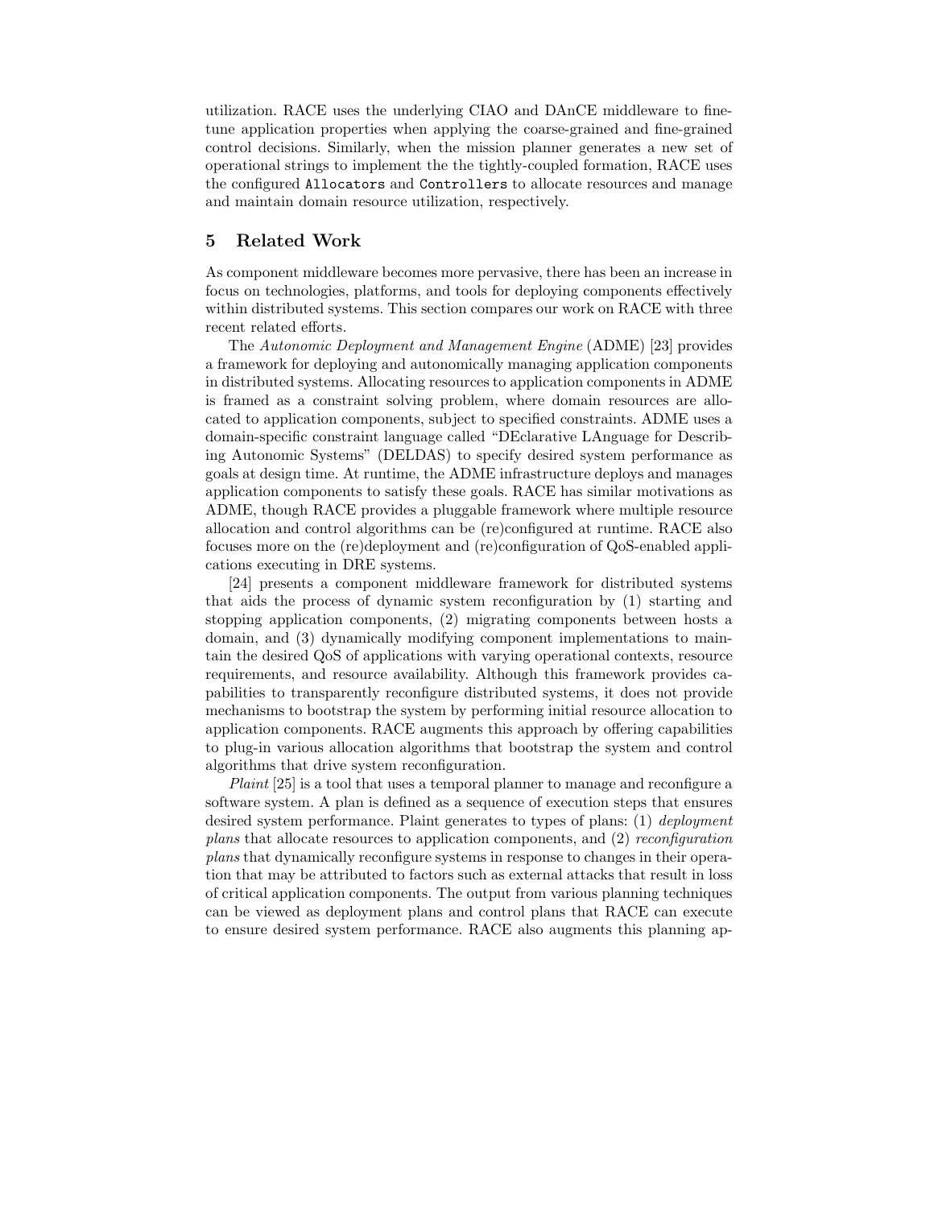utilization. RACE uses the underlying CIAO and DAnCE middleware to fine-tune application properties when applying the coarse-grained and fine-grained control decisions. Similarly, when the mission planner generates a new set of operational strings to implement the the tightly-coupled formation, RACE uses the configured `Allocators` and `Controllers` to allocate resources and manage and maintain domain resource utilization, respectively.

## 5 Related Work

As component middleware becomes more pervasive, there has been an increase in focus on technologies, platforms, and tools for deploying components effectively within distributed systems. This section compares our work on RACE with three recent related efforts.

The *Autonomic Deployment and Management Engine* (ADME) [23] provides a framework for deploying and autonomically managing application components in distributed systems. Allocating resources to application components in ADME is framed as a constraint solving problem, where domain resources are allocated to application components, subject to specified constraints. ADME uses a domain-specific constraint language called "DEclarative LAnguage for Describing Autonomic Systems" (DELDAS) to specify desired system performance as goals at design time. At runtime, the ADME infrastructure deploys and manages application components to satisfy these goals. RACE has similar motivations as ADME, though RACE provides a pluggable framework where multiple resource allocation and control algorithms can be (re)configured at runtime. RACE also focuses more on the (re)deployment and (re)configuration of QoS-enabled applications executing in DRE systems.

[24] presents a component middleware framework for distributed systems that aids the process of dynamic system reconfiguration by (1) starting and stopping application components, (2) migrating components between hosts a domain, and (3) dynamically modifying component implementations to maintain the desired QoS of applications with varying operational contexts, resource requirements, and resource availability. Although this framework provides capabilities to transparently reconfigure distributed systems, it does not provide mechanisms to bootstrap the system by performing initial resource allocation to application components. RACE augments this approach by offering capabilities to plug-in various allocation algorithms that bootstrap the system and control algorithms that drive system reconfiguration.

*Plaint* [25] is a tool that uses a temporal planner to manage and reconfigure a software system. A plan is defined as a sequence of execution steps that ensures desired system performance. Plaint generates to types of plans: (1) *deployment plans* that allocate resources to application components, and (2) *reconfiguration plans* that dynamically reconfigure systems in response to changes in their operation that may be attributed to factors such as external attacks that result in loss of critical application components. The output from various planning techniques can be viewed as deployment plans and control plans that RACE can execute to ensure desired system performance. RACE also augments this planning ap-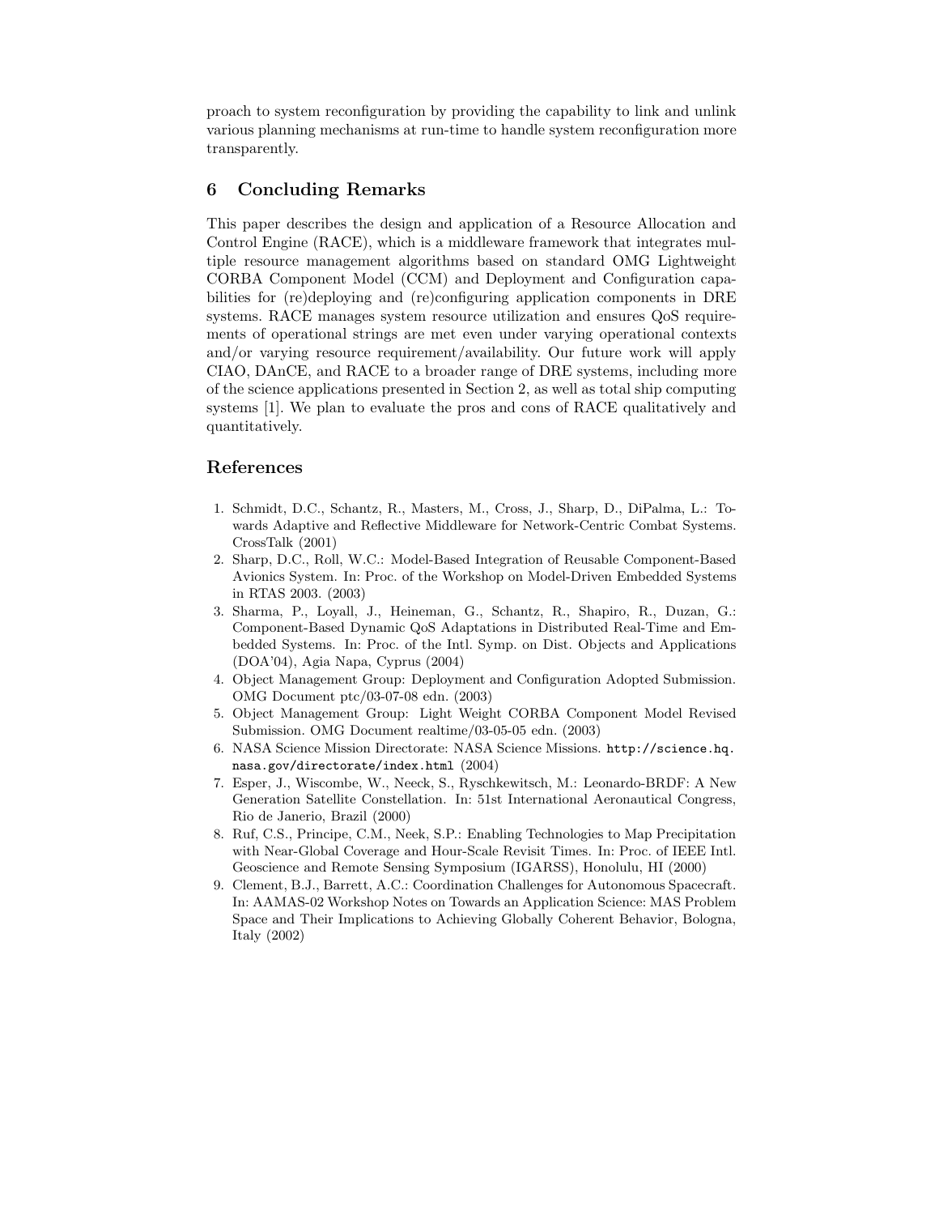proach to system reconfiguration by providing the capability to link and unlink various planning mechanisms at run-time to handle system reconfiguration more transparently.

## 6 Concluding Remarks

This paper describes the design and application of a Resource Allocation and Control Engine (RACE), which is a middleware framework that integrates multiple resource management algorithms based on standard OMG Lightweight CORBA Component Model (CCM) and Deployment and Configuration capabilities for (re)deploying and (re)configuring application components in DRE systems. RACE manages system resource utilization and ensures QoS requirements of operational strings are met even under varying operational contexts and/or varying resource requirement/availability. Our future work will apply CIAO, DAnCE, and RACE to a broader range of DRE systems, including more of the science applications presented in Section 2, as well as total ship computing systems [1]. We plan to evaluate the pros and cons of RACE qualitatively and quantitatively.

## References

1. Schmidt, D.C., Schantz, R., Masters, M., Cross, J., Sharp, D., DiPalma, L.: Towards Adaptive and Reflective Middleware for Network-Centric Combat Systems. CrossTalk (2001)
2. Sharp, D.C., Roll, W.C.: Model-Based Integration of Reusable Component-Based Avionics System. In: Proc. of the Workshop on Model-Driven Embedded Systems in RTAS 2003. (2003)
3. Sharma, P., Loyall, J., Heineman, G., Schantz, R., Shapiro, R., Duzan, G.: Component-Based Dynamic QoS Adaptations in Distributed Real-Time and Embedded Systems. In: Proc. of the Intl. Symp. on Dist. Objects and Applications (DOA'04), Agia Napa, Cyprus (2004)
4. Object Management Group: Deployment and Configuration Adopted Submission. OMG Document ptc/03-07-08 edn. (2003)
5. Object Management Group: Light Weight CORBA Component Model Revised Submission. OMG Document realtime/03-05-05 edn. (2003)
6. NASA Science Mission Directorate: NASA Science Missions. `http://science.hq.nasa.gov/directorate/index.html` (2004)
7. Esper, J., Wiscombe, W., Neeck, S., Ryschkewitsch, M.: Leonardo-BRDF: A New Generation Satellite Constellation. In: 51st International Aeronautical Congress, Rio de Janerio, Brazil (2000)
8. Ruf, C.S., Principe, C.M., Neek, S.P.: Enabling Technologies to Map Precipitation with Near-Global Coverage and Hour-Scale Revisit Times. In: Proc. of IEEE Intl. Geoscience and Remote Sensing Symposium (IGARSS), Honolulu, HI (2000)
9. Clement, B.J., Barrett, A.C.: Coordination Challenges for Autonomous Spacecraft. In: AAMAS-02 Workshop Notes on Towards an Application Science: MAS Problem Space and Their Implications to Achieving Globally Coherent Behavior, Bologna, Italy (2002)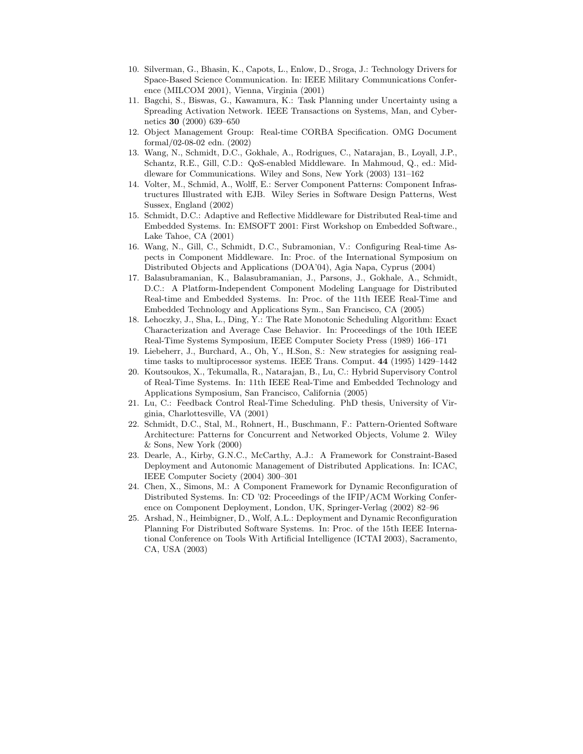10. Silverman, G., Bhasin, K., Capots, L., Enlow, D., Sroga, J.: Technology Drivers for Space-Based Science Communication. In: IEEE Military Communications Conference (MILCOM 2001), Vienna, Virginia (2001)
11. Bagchi, S., Biswas, G., Kawamura, K.: Task Planning under Uncertainty using a Spreading Activation Network. IEEE Transactions on Systems, Man, and Cybernetics **30** (2000) 639–650
12. Object Management Group: Real-time CORBA Specification. OMG Document formal/02-08-02 edn. (2002)
13. Wang, N., Schmidt, D.C., Gokhale, A., Rodrigues, C., Natarajan, B., Loyall, J.P., Schantz, R.E., Gill, C.D.: QoS-enabled Middleware. In Mahmoud, Q., ed.: Middleware for Communications. Wiley and Sons, New York (2003) 131–162
14. Volter, M., Schmid, A., Wolff, E.: Server Component Patterns: Component Infrastructures Illustrated with EJB. Wiley Series in Software Design Patterns, West Sussex, England (2002)
15. Schmidt, D.C.: Adaptive and Reflective Middleware for Distributed Real-time and Embedded Systems. In: EMSOFT 2001: First Workshop on Embedded Software., Lake Tahoe, CA (2001)
16. Wang, N., Gill, C., Schmidt, D.C., Subramonian, V.: Configuring Real-time Aspects in Component Middleware. In: Proc. of the International Symposium on Distributed Objects and Applications (DOA'04), Agia Napa, Cyprus (2004)
17. Balasubramanian, K., Balasubramanian, J., Parsons, J., Gokhale, A., Schmidt, D.C.: A Platform-Independent Component Modeling Language for Distributed Real-time and Embedded Systems. In: Proc. of the 11th IEEE Real-Time and Embedded Technology and Applications Sym., San Francisco, CA (2005)
18. Lehoczky, J., Sha, L., Ding, Y.: The Rate Monotonic Scheduling Algorithm: Exact Characterization and Average Case Behavior. In: Proceedings of the 10th IEEE Real-Time Systems Symposium, IEEE Computer Society Press (1989) 166–171
19. Liebeherr, J., Burchard, A., Oh, Y., H.Son, S.: New strategies for assigning real-time tasks to multiprocessor systems. IEEE Trans. Comput. **44** (1995) 1429–1442
20. Koutsoukos, X., Tekumalla, R., Natarajan, B., Lu, C.: Hybrid Supervisory Control of Real-Time Systems. In: 11th IEEE Real-Time and Embedded Technology and Applications Symposium, San Francisco, California (2005)
21. Lu, C.: Feedback Control Real-Time Scheduling. PhD thesis, University of Virginia, Charlottesville, VA (2001)
22. Schmidt, D.C., Stal, M., Rohnert, H., Buschmann, F.: Pattern-Oriented Software Architecture: Patterns for Concurrent and Networked Objects, Volume 2. Wiley & Sons, New York (2000)
23. Dearle, A., Kirby, G.N.C., McCarthy, A.J.: A Framework for Constraint-Based Deployment and Autonomic Management of Distributed Applications. In: ICAC, IEEE Computer Society (2004) 300–301
24. Chen, X., Simons, M.: A Component Framework for Dynamic Reconfiguration of Distributed Systems. In: CD '02: Proceedings of the IFIP/ACM Working Conference on Component Deployment, London, UK, Springer-Verlag (2002) 82–96
25. Arshad, N., Heimbigner, D., Wolf, A.L.: Deployment and Dynamic Reconfiguration Planning For Distributed Software Systems. In: Proc. of the 15th IEEE International Conference on Tools With Artificial Intelligence (ICTAI 2003), Sacramento, CA, USA (2003)